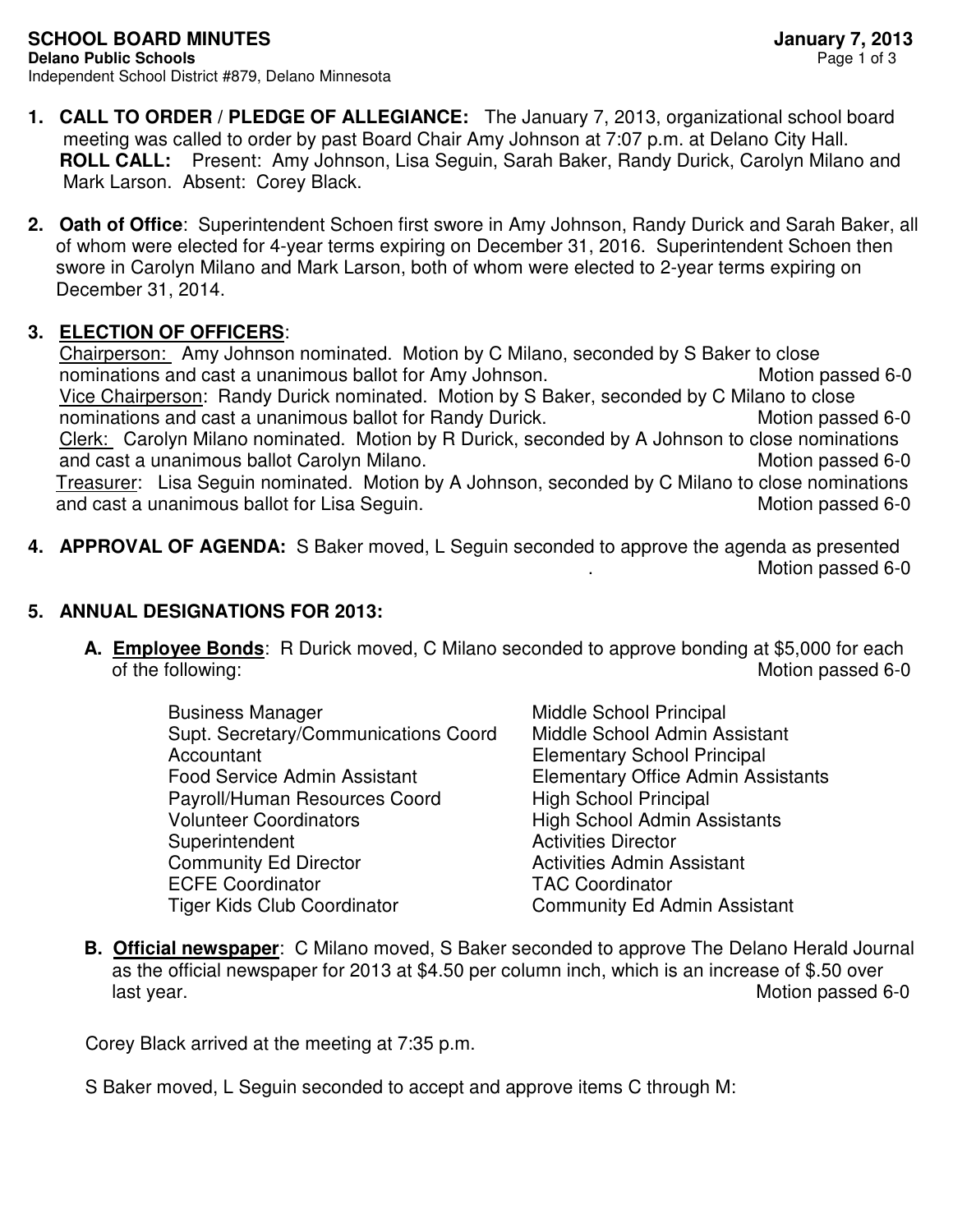**SCHOOL BOARD MINUTES** **January 7, 2013**
**Delano Public Schools**
Independent School District #879, Delano Minnesota

1. **CALL TO ORDER / PLEDGE OF ALLEGIANCE:** The January 7, 2013, organizational school board meeting was called to order by past Board Chair Amy Johnson at 7:07 p.m. at Delano City Hall.
   **ROLL CALL:** Present: Amy Johnson, Lisa Seguin, Sarah Baker, Randy Durick, Carolyn Milano and Mark Larson. Absent: Corey Black.

2. **Oath of Office**: Superintendent Schoen first swore in Amy Johnson, Randy Durick and Sarah Baker, all of whom were elected for 4-year terms expiring on December 31, 2016. Superintendent Schoen then swore in Carolyn Milano and Mark Larson, both of whom were elected to 2-year terms expiring on December 31, 2014.

3. **ELECTION OF OFFICERS**:
   Chairperson: Amy Johnson nominated. Motion by C Milano, seconded by S Baker to close nominations and cast a unanimous ballot for Amy Johnson. Motion passed 6-0
   Vice Chairperson: Randy Durick nominated. Motion by S Baker, seconded by C Milano to close nominations and cast a unanimous ballot for Randy Durick. Motion passed 6-0
   Clerk: Carolyn Milano nominated. Motion by R Durick, seconded by A Johnson to close nominations and cast a unanimous ballot Carolyn Milano. Motion passed 6-0
   Treasurer: Lisa Seguin nominated. Motion by A Johnson, seconded by C Milano to close nominations and cast a unanimous ballot for Lisa Seguin. Motion passed 6-0

4. **APPROVAL OF AGENDA:** S Baker moved, L Seguin seconded to approve the agenda as presented. Motion passed 6-0

5. **ANNUAL DESIGNATIONS FOR 2013:**

   A. **Employee Bonds**: R Durick moved, C Milano seconded to approve bonding at $5,000 for each of the following: Motion passed 6-0

      - Business Manager
      - Supt. Secretary/Communications Coord
      - Accountant
      - Food Service Admin Assistant
      - Payroll/Human Resources Coord
      - Volunteer Coordinators
      - Superintendent
      - Community Ed Director
      - ECFE Coordinator
      - Tiger Kids Club Coordinator
      - Middle School Principal
      - Middle School Admin Assistant
      - Elementary School Principal
      - Elementary Office Admin Assistants
      - High School Principal
      - High School Admin Assistants
      - Activities Director
      - Activities Admin Assistant
      - TAC Coordinator
      - Community Ed Admin Assistant

   B. **Official newspaper**: C Milano moved, S Baker seconded to approve The Delano Herald Journal as the official newspaper for 2013 at $4.50 per column inch, which is an increase of $.50 over last year. Motion passed 6-0

   Corey Black arrived at the meeting at 7:35 p.m.

   S Baker moved, L Seguin seconded to accept and approve items C through M: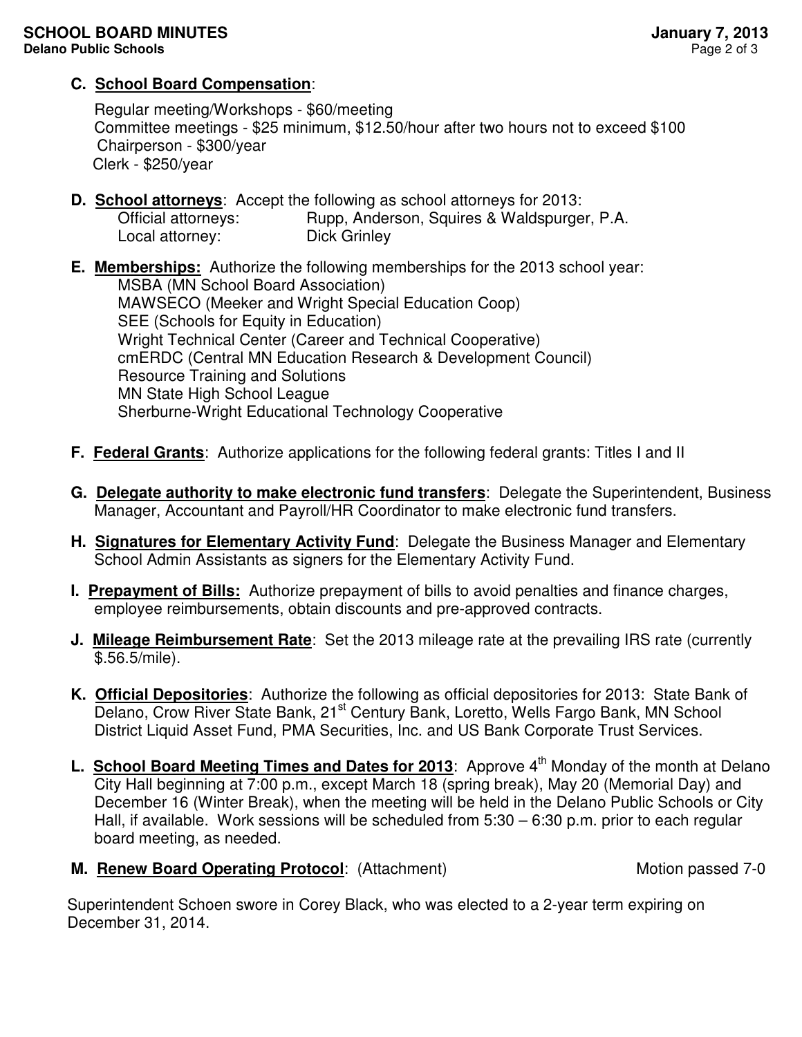**C. School Board Compensation**:

Regular meeting/Workshops - $60/meeting
Committee meetings - $25 minimum, $12.50/hour after two hours not to exceed $100
Chairperson - $300/year
Clerk - $250/year

**D. School attorneys**: Accept the following as school attorneys for 2013:

Official attorneys: Rupp, Anderson, Squires & Waldspurger, P.A.
Local attorney: Dick Grinley

**E. Memberships:** Authorize the following memberships for the 2013 school year:

MSBA (MN School Board Association)
MAWSECO (Meeker and Wright Special Education Coop)
SEE (Schools for Equity in Education)
Wright Technical Center (Career and Technical Cooperative)
cmERDC (Central MN Education Research & Development Council)
Resource Training and Solutions
MN State High School League
Sherburne-Wright Educational Technology Cooperative

**F. Federal Grants**: Authorize applications for the following federal grants: Titles I and II

**G. Delegate authority to make electronic fund transfers**: Delegate the Superintendent, Business Manager, Accountant and Payroll/HR Coordinator to make electronic fund transfers.

**H. Signatures for Elementary Activity Fund**: Delegate the Business Manager and Elementary School Admin Assistants as signers for the Elementary Activity Fund.

**I. Prepayment of Bills:** Authorize prepayment of bills to avoid penalties and finance charges, employee reimbursements, obtain discounts and pre-approved contracts.

**J. Mileage Reimbursement Rate**: Set the 2013 mileage rate at the prevailing IRS rate (currently $.56.5/mile).

**K. Official Depositories**: Authorize the following as official depositories for 2013: State Bank of Delano, Crow River State Bank, 21st Century Bank, Loretto, Wells Fargo Bank, MN School District Liquid Asset Fund, PMA Securities, Inc. and US Bank Corporate Trust Services.

**L. School Board Meeting Times and Dates for 2013**: Approve 4th Monday of the month at Delano City Hall beginning at 7:00 p.m., except March 18 (spring break), May 20 (Memorial Day) and December 16 (Winter Break), when the meeting will be held in the Delano Public Schools or City Hall, if available. Work sessions will be scheduled from 5:30 – 6:30 p.m. prior to each regular board meeting, as needed.

**M. Renew Board Operating Protocol**: (Attachment) Motion passed 7-0

Superintendent Schoen swore in Corey Black, who was elected to a 2-year term expiring on December 31, 2014.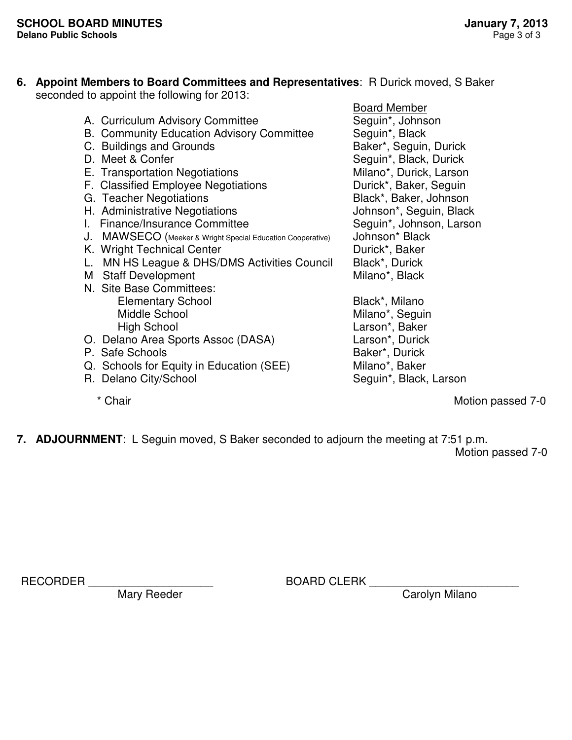**6. Appoint Members to Board Committees and Representatives**: R Durick moved, S Baker seconded to appoint the following for 2013:

| | Board Member |
|---|---|
| A. Curriculum Advisory Committee | Seguin*, Johnson |
| B. Community Education Advisory Committee | Seguin*, Black |
| C. Buildings and Grounds | Baker*, Seguin, Durick |
| D. Meet & Confer | Seguin*, Black, Durick |
| E. Transportation Negotiations | Milano*, Durick, Larson |
| F. Classified Employee Negotiations | Durick*, Baker, Seguin |
| G. Teacher Negotiations | Black*, Baker, Johnson |
| H. Administrative Negotiations | Johnson*, Seguin, Black |
| I. Finance/Insurance Committee | Seguin*, Johnson, Larson |
| J. MAWSECO (Meeker & Wright Special Education Cooperative) | Johnson* Black |
| K. Wright Technical Center | Durick*, Baker |
| L. MN HS League & DHS/DMS Activities Council | Black*, Durick |
| M Staff Development | Milano*, Black |
| N. Site Base Committees: | |
| Elementary School | Black*, Milano |
| Middle School | Milano*, Seguin |
| High School | Larson*, Baker |
| O. Delano Area Sports Assoc (DASA) | Larson*, Durick |
| P. Safe Schools | Baker*, Durick |
| Q. Schools for Equity in Education (SEE) | Milano*, Baker |
| R. Delano City/School | Seguin*, Black, Larson |

\* Chair

Motion passed 7-0

**7. ADJOURNMENT**: L Seguin moved, S Baker seconded to adjourn the meeting at 7:51 p.m.

Motion passed 7-0

RECORDER ____________________
Mary Reeder

BOARD CLERK ________________________
Carolyn Milano